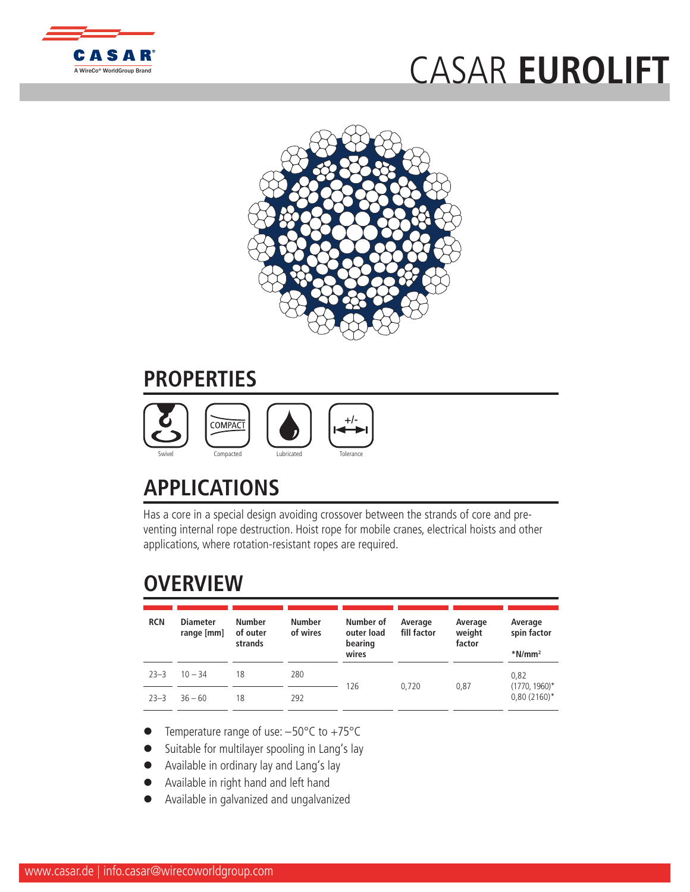# CASAR **EUROLIFT**

## PROPERTIES

Swivel | Compacted | Lubricated | Tolerance

## APPLICATIONS

Has a core in a special design avoiding crossover between the strands of core and preventing internal rope destruction. Hoist rope for mobile cranes, electrical hoists and other applications, where rotation-resistant ropes are required.

## OVERVIEW

| RCN | Diameter range [mm] | Number of outer strands | Number of wires | Number of outer load bearing wires | Average fill factor | Average weight factor | Average spin factor *N/mm² |
|---|---|---|---|---|---|---|---|
| 23–3 | 10 – 34 | 18 | 280 | 126 | 0,720 | 0,87 | 0,82 (1770, 1960)* 0,80 (2160)* |
| 23–3 | 36 – 60 | 18 | 292 | | | | |

- Temperature range of use: –50°C to +75°C
- Suitable for multilayer spooling in Lang's lay
- Available in ordinary lay and Lang's lay
- Available in right hand and left hand
- Available in galvanized and ungalvanized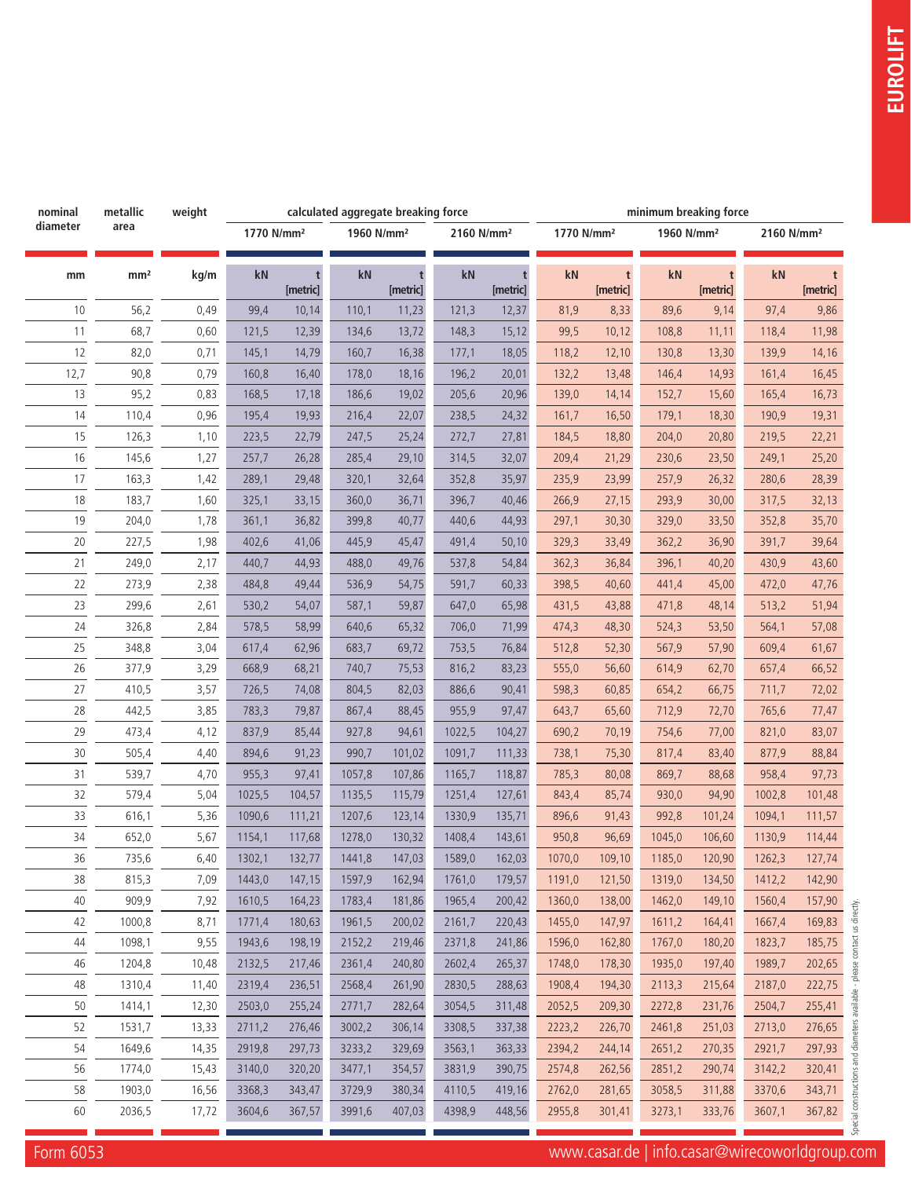| nominal diameter | metallic area | weight | calculated aggregate breaking force | | | | | | minimum breaking force | | | | | |
|---|---|---|---|---|---|---|---|---|---|---|---|---|---|---|
| | | | 1770 N/mm² | | 1960 N/mm² | | 2160 N/mm² | | 1770 N/mm² | | 1960 N/mm² | | 2160 N/mm² | |
| mm | mm² | kg/m | kN | t [metric] | kN | t [metric] | kN | t [metric] | kN | t [metric] | kN | t [metric] | kN | t [metric] |
| 10 | 56,2 | 0,49 | 99,4 | 10,14 | 110,1 | 11,23 | 121,3 | 12,37 | 81,9 | 8,33 | 89,6 | 9,14 | 97,4 | 9,86 |
| 11 | 68,7 | 0,60 | 121,5 | 12,39 | 134,6 | 13,72 | 148,3 | 15,12 | 99,5 | 10,12 | 108,8 | 11,11 | 118,4 | 11,98 |
| 12 | 82,0 | 0,71 | 145,1 | 14,79 | 160,7 | 16,38 | 177,1 | 18,05 | 118,2 | 12,10 | 130,8 | 13,30 | 139,9 | 14,16 |
| 12,7 | 90,8 | 0,79 | 160,8 | 16,40 | 178,0 | 18,16 | 196,2 | 20,01 | 132,2 | 13,48 | 146,4 | 14,93 | 161,4 | 16,45 |
| 13 | 95,2 | 0,83 | 168,5 | 17,18 | 186,6 | 19,02 | 205,6 | 20,96 | 139,0 | 14,14 | 152,7 | 15,60 | 165,4 | 16,73 |
| 14 | 110,4 | 0,96 | 195,4 | 19,93 | 216,4 | 22,07 | 238,5 | 24,32 | 161,7 | 16,50 | 179,1 | 18,30 | 190,9 | 19,31 |
| 15 | 126,3 | 1,10 | 223,5 | 22,79 | 247,5 | 25,24 | 272,7 | 27,81 | 184,5 | 18,80 | 204,0 | 20,80 | 219,5 | 22,21 |
| 16 | 145,6 | 1,27 | 257,7 | 26,28 | 285,4 | 29,10 | 314,5 | 32,07 | 209,4 | 21,29 | 230,6 | 23,50 | 249,1 | 25,20 |
| 17 | 163,3 | 1,42 | 289,1 | 29,48 | 320,1 | 32,64 | 352,8 | 35,97 | 235,9 | 23,99 | 257,9 | 26,32 | 280,6 | 28,39 |
| 18 | 183,7 | 1,60 | 325,1 | 33,15 | 360,0 | 36,71 | 396,7 | 40,46 | 266,9 | 27,15 | 293,9 | 30,00 | 317,5 | 32,13 |
| 19 | 204,0 | 1,78 | 361,1 | 36,82 | 399,8 | 40,77 | 440,6 | 44,93 | 297,1 | 30,30 | 329,0 | 33,50 | 352,8 | 35,70 |
| 20 | 227,5 | 1,98 | 402,6 | 41,06 | 445,9 | 45,47 | 491,4 | 50,10 | 329,3 | 33,49 | 362,2 | 36,90 | 391,7 | 39,64 |
| 21 | 249,0 | 2,17 | 440,7 | 44,93 | 488,0 | 49,76 | 537,8 | 54,84 | 362,3 | 36,84 | 396,1 | 40,20 | 430,9 | 43,60 |
| 22 | 273,9 | 2,38 | 484,8 | 49,44 | 536,9 | 54,75 | 591,7 | 60,33 | 398,5 | 40,60 | 441,4 | 45,00 | 472,0 | 47,76 |
| 23 | 299,6 | 2,61 | 530,2 | 54,07 | 587,1 | 59,87 | 647,0 | 65,98 | 431,5 | 43,88 | 471,8 | 48,14 | 513,2 | 51,94 |
| 24 | 326,8 | 2,84 | 578,5 | 58,99 | 640,6 | 65,32 | 706,0 | 71,99 | 474,3 | 48,30 | 524,3 | 53,50 | 564,1 | 57,08 |
| 25 | 348,8 | 3,04 | 617,4 | 62,96 | 683,7 | 69,72 | 753,5 | 76,84 | 512,8 | 52,30 | 567,9 | 57,90 | 609,4 | 61,67 |
| 26 | 377,9 | 3,29 | 668,9 | 68,21 | 740,7 | 75,53 | 816,2 | 83,23 | 555,0 | 56,60 | 614,9 | 62,70 | 657,4 | 66,52 |
| 27 | 410,5 | 3,57 | 726,5 | 74,08 | 804,5 | 82,03 | 886,6 | 90,41 | 598,3 | 60,85 | 654,2 | 66,75 | 711,7 | 72,02 |
| 28 | 442,5 | 3,85 | 783,3 | 79,87 | 867,4 | 88,45 | 955,9 | 97,47 | 643,7 | 65,60 | 712,9 | 72,70 | 765,6 | 77,47 |
| 29 | 473,4 | 4,12 | 837,9 | 85,44 | 927,8 | 94,61 | 1022,5 | 104,27 | 690,2 | 70,19 | 754,6 | 77,00 | 821,0 | 83,07 |
| 30 | 505,4 | 4,40 | 894,6 | 91,23 | 990,7 | 101,02 | 1091,7 | 111,33 | 738,1 | 75,30 | 817,4 | 83,40 | 877,9 | 88,84 |
| 31 | 539,7 | 4,70 | 955,3 | 97,41 | 1057,8 | 107,86 | 1165,7 | 118,87 | 785,3 | 80,08 | 869,7 | 88,68 | 958,4 | 97,73 |
| 32 | 579,4 | 5,04 | 1025,5 | 104,57 | 1135,5 | 115,79 | 1251,4 | 127,61 | 843,4 | 85,74 | 930,0 | 94,90 | 1002,8 | 101,48 |
| 33 | 616,1 | 5,36 | 1090,6 | 111,21 | 1207,6 | 123,14 | 1330,9 | 135,71 | 896,6 | 91,43 | 992,8 | 101,24 | 1094,1 | 111,57 |
| 34 | 652,0 | 5,67 | 1154,1 | 117,68 | 1278,0 | 130,32 | 1408,4 | 143,61 | 950,8 | 96,69 | 1045,0 | 106,60 | 1130,9 | 114,44 |
| 36 | 735,6 | 6,40 | 1302,1 | 132,77 | 1441,8 | 147,03 | 1589,0 | 162,03 | 1070,0 | 109,10 | 1185,0 | 120,90 | 1262,3 | 127,74 |
| 38 | 815,3 | 7,09 | 1443,0 | 147,15 | 1597,9 | 162,94 | 1761,0 | 179,57 | 1191,0 | 121,50 | 1319,0 | 134,50 | 1412,2 | 142,90 |
| 40 | 909,9 | 7,92 | 1610,5 | 164,23 | 1783,4 | 181,86 | 1965,4 | 200,42 | 1360,0 | 138,00 | 1462,0 | 149,10 | 1560,4 | 157,90 |
| 42 | 1000,8 | 8,71 | 1771,4 | 180,63 | 1961,5 | 200,02 | 2161,7 | 220,43 | 1455,0 | 147,97 | 1611,2 | 164,41 | 1667,4 | 169,83 |
| 44 | 1098,1 | 9,55 | 1943,6 | 198,19 | 2152,2 | 219,46 | 2371,8 | 241,86 | 1596,0 | 162,80 | 1767,0 | 180,20 | 1823,7 | 185,75 |
| 46 | 1204,8 | 10,48 | 2132,5 | 217,46 | 2361,4 | 240,80 | 2602,4 | 265,37 | 1748,0 | 178,30 | 1935,0 | 197,40 | 1989,7 | 202,65 |
| 48 | 1310,4 | 11,40 | 2319,4 | 236,51 | 2568,4 | 261,90 | 2830,5 | 288,63 | 1908,4 | 194,30 | 2113,3 | 215,64 | 2187,0 | 222,75 |
| 50 | 1414,1 | 12,30 | 2503,0 | 255,24 | 2771,7 | 282,64 | 3054,5 | 311,48 | 2052,5 | 209,30 | 2272,8 | 231,76 | 2504,7 | 255,41 |
| 52 | 1531,7 | 13,33 | 2711,2 | 276,46 | 3002,2 | 306,14 | 3308,5 | 337,38 | 2223,2 | 226,70 | 2461,8 | 251,03 | 2713,0 | 276,65 |
| 54 | 1649,6 | 14,35 | 2919,8 | 297,73 | 3233,2 | 329,69 | 3563,1 | 363,33 | 2394,2 | 244,14 | 2651,2 | 270,35 | 2921,7 | 297,93 |
| 56 | 1774,0 | 15,43 | 3140,0 | 320,20 | 3477,1 | 354,57 | 3831,9 | 390,75 | 2574,8 | 262,56 | 2851,2 | 290,74 | 3142,2 | 320,41 |
| 58 | 1903,0 | 16,56 | 3368,3 | 343,47 | 3729,9 | 380,34 | 4110,5 | 419,16 | 2762,0 | 281,65 | 3058,5 | 311,88 | 3370,6 | 343,71 |
| 60 | 2036,5 | 17,72 | 3604,6 | 367,57 | 3991,6 | 407,03 | 4398,9 | 448,56 | 2955,8 | 301,41 | 3273,1 | 333,76 | 3607,1 | 367,82 |

Special constructions and diameters available - please contact us directly.

Form 6053

www.casar.de | info.casar@wirecoworldgroup.com